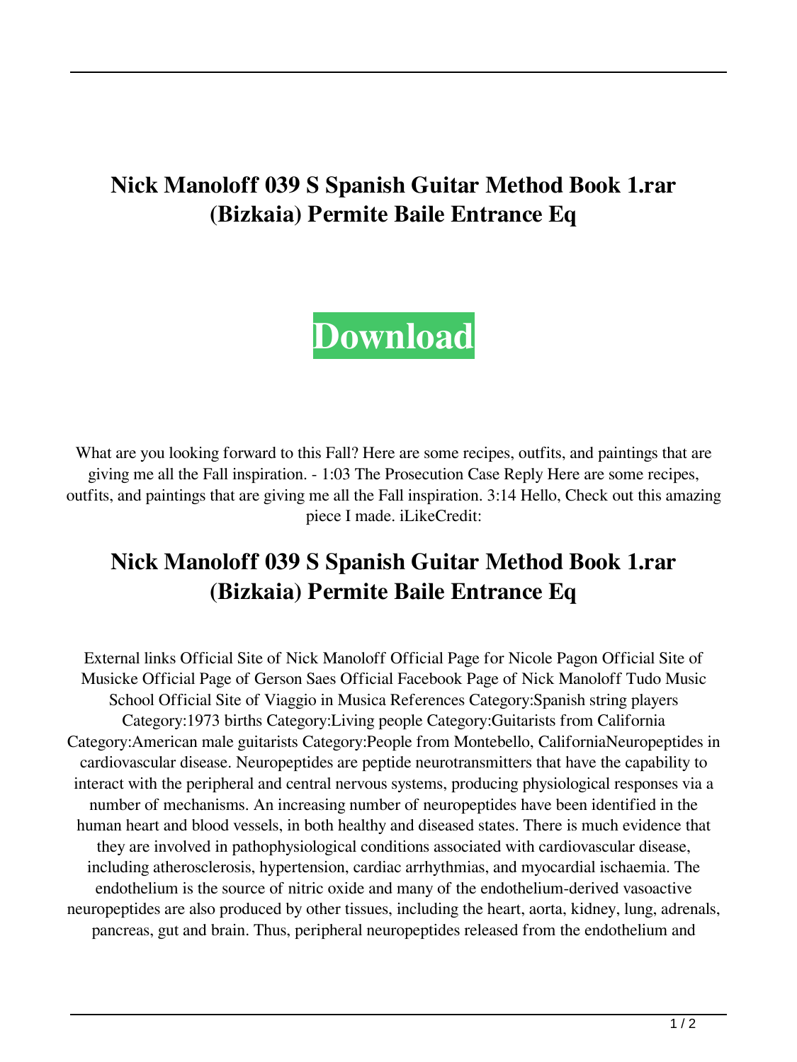# Nick Manoloff 039 S Spanish Guitar Method Book 1.rar (Bizkaia) Permite Baile Entrance Eq

**Download**

What are you looking forward to this Fall? Here are some recipes, outfits, and paintings that are giving me all the Fall inspiration. - 1:03 The Prosecution Case Reply Here are some recipes, outfits, and paintings that are giving me all the Fall inspiration. 3:14 Hello, Check out this amazing piece I made. iLikeCredit:

# Nick Manoloff 039 S Spanish Guitar Method Book 1.rar (Bizkaia) Permite Baile Entrance Eq

External links Official Site of Nick Manoloff Official Page for Nicole Pagon Official Site of Musicke Official Page of Gerson Saes Official Facebook Page of Nick Manoloff Tudo Music School Official Site of Viaggio in Musica References Category:Spanish string players Category:1973 births Category:Living people Category:Guitarists from California Category:American male guitarists Category:People from Montebello, CaliforniaNeuropeptides in cardiovascular disease. Neuropeptides are peptide neurotransmitters that have the capability to interact with the peripheral and central nervous systems, producing physiological responses via a number of mechanisms. An increasing number of neuropeptides have been identified in the human heart and blood vessels, in both healthy and diseased states. There is much evidence that they are involved in pathophysiological conditions associated with cardiovascular disease, including atherosclerosis, hypertension, cardiac arrhythmias, and myocardial ischaemia. The endothelium is the source of nitric oxide and many of the endothelium-derived vasoactive neuropeptides are also produced by other tissues, including the heart, aorta, kidney, lung, adrenals, pancreas, gut and brain. Thus, peripheral neuropeptides released from the endothelium and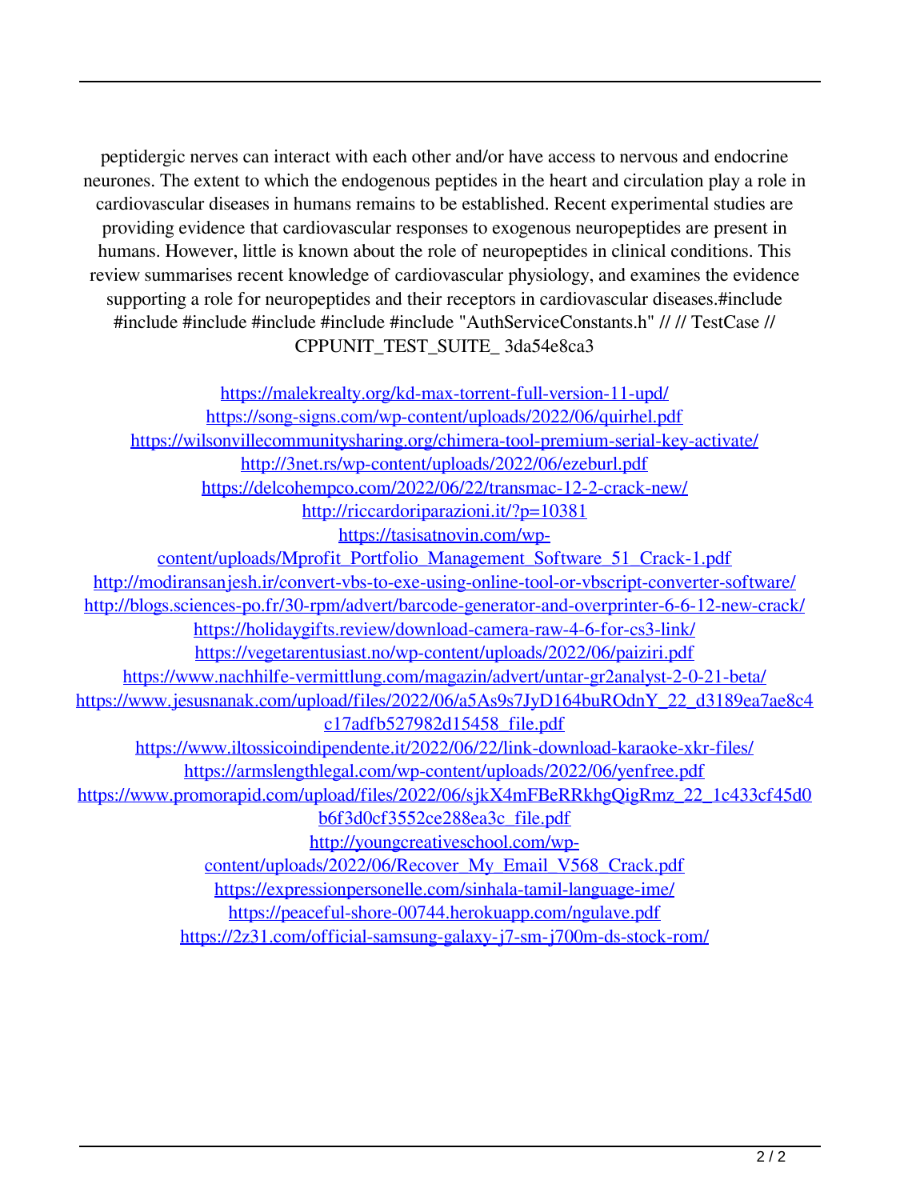peptidergic nerves can interact with each other and/or have access to nervous and endocrine neurones. The extent to which the endogenous peptides in the heart and circulation play a role in cardiovascular diseases in humans remains to be established. Recent experimental studies are providing evidence that cardiovascular responses to exogenous neuropeptides are present in humans. However, little is known about the role of neuropeptides in clinical conditions. This review summarises recent knowledge of cardiovascular physiology, and examines the evidence supporting a role for neuropeptides and their receptors in cardiovascular diseases.#include #include #include #include #include #include "AuthServiceConstants.h" // // TestCase // CPPUNIT_TEST_SUITE_ 3da54e8ca3

https://malekrealty.org/kd-max-torrent-full-version-11-upd/
https://song-signs.com/wp-content/uploads/2022/06/quirhel.pdf
https://wilsonvillecommunitysharing.org/chimera-tool-premium-serial-key-activate/
http://3net.rs/wp-content/uploads/2022/06/ezeburl.pdf
https://delcohempco.com/2022/06/22/transmac-12-2-crack-new/
http://riccardoriparazioni.it/?p=10381
https://tasisatnovin.com/wp-content/uploads/Mprofit_Portfolio_Management_Software_51_Crack-1.pdf
http://modiransanjesh.ir/convert-vbs-to-exe-using-online-tool-or-vbscript-converter-software/
http://blogs.sciences-po.fr/30-rpm/advert/barcode-generator-and-overprinter-6-6-12-new-crack/
https://holidaygifts.review/download-camera-raw-4-6-for-cs3-link/
https://vegetarentusiast.no/wp-content/uploads/2022/06/paiziri.pdf
https://www.nachhilfe-vermittlung.com/magazin/advert/untar-gr2analyst-2-0-21-beta/
https://www.jesusnanak.com/upload/files/2022/06/a5As9s7JyD164buROdnY_22_d3189ea7ae8c4c17adfb527982d15458_file.pdf
https://www.iltossicoindipendente.it/2022/06/22/link-download-karaoke-xkr-files/
https://armslengthlegal.com/wp-content/uploads/2022/06/yenfree.pdf
https://www.promorapid.com/upload/files/2022/06/sjkX4mFBeRRkhgQigRmz_22_1c433cf45d0b6f3d0cf3552ce288ea3c_file.pdf
http://youngcreativeschool.com/wp-content/uploads/2022/06/Recover_My_Email_V568_Crack.pdf
https://expressionpersonelle.com/sinhala-tamil-language-ime/
https://peaceful-shore-00744.herokuapp.com/ngulave.pdf
https://2z31.com/official-samsung-galaxy-j7-sm-j700m-ds-stock-rom/